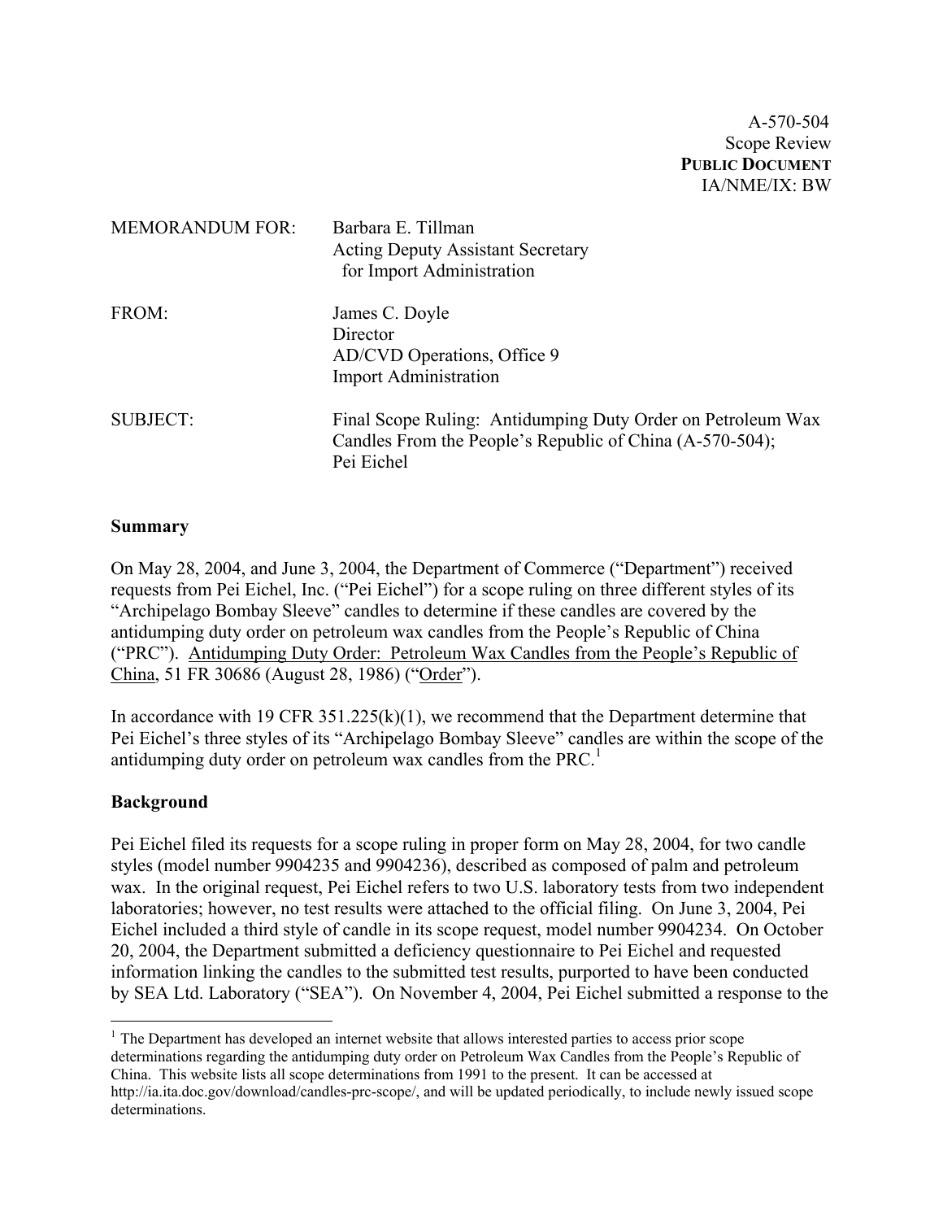A-570-504
Scope Review
**PUBLIC DOCUMENT**
IA/NME/IX: BW

MEMORANDUM FOR: Barbara E. Tillman
Acting Deputy Assistant Secretary
for Import Administration

FROM: James C. Doyle
Director
AD/CVD Operations, Office 9
Import Administration

SUBJECT: Final Scope Ruling: Antidumping Duty Order on Petroleum Wax Candles From the People's Republic of China (A-570-504); Pei Eichel

**Summary**

On May 28, 2004, and June 3, 2004, the Department of Commerce ("Department") received requests from Pei Eichel, Inc. ("Pei Eichel") for a scope ruling on three different styles of its "Archipelago Bombay Sleeve" candles to determine if these candles are covered by the antidumping duty order on petroleum wax candles from the People's Republic of China ("PRC"). Antidumping Duty Order: Petroleum Wax Candles from the People's Republic of China, 51 FR 30686 (August 28, 1986) ("Order").

In accordance with 19 CFR 351.225(k)(1), we recommend that the Department determine that Pei Eichel's three styles of its "Archipelago Bombay Sleeve" candles are within the scope of the antidumping duty order on petroleum wax candles from the PRC.[1]

**Background**

Pei Eichel filed its requests for a scope ruling in proper form on May 28, 2004, for two candle styles (model number 9904235 and 9904236), described as composed of palm and petroleum wax. In the original request, Pei Eichel refers to two U.S. laboratory tests from two independent laboratories; however, no test results were attached to the official filing. On June 3, 2004, Pei Eichel included a third style of candle in its scope request, model number 9904234. On October 20, 2004, the Department submitted a deficiency questionnaire to Pei Eichel and requested information linking the candles to the submitted test results, purported to have been conducted by SEA Ltd. Laboratory ("SEA"). On November 4, 2004, Pei Eichel submitted a response to the

[1] The Department has developed an internet website that allows interested parties to access prior scope determinations regarding the antidumping duty order on Petroleum Wax Candles from the People's Republic of China. This website lists all scope determinations from 1991 to the present. It can be accessed at http://ia.ita.doc.gov/download/candles-prc-scope/, and will be updated periodically, to include newly issued scope determinations.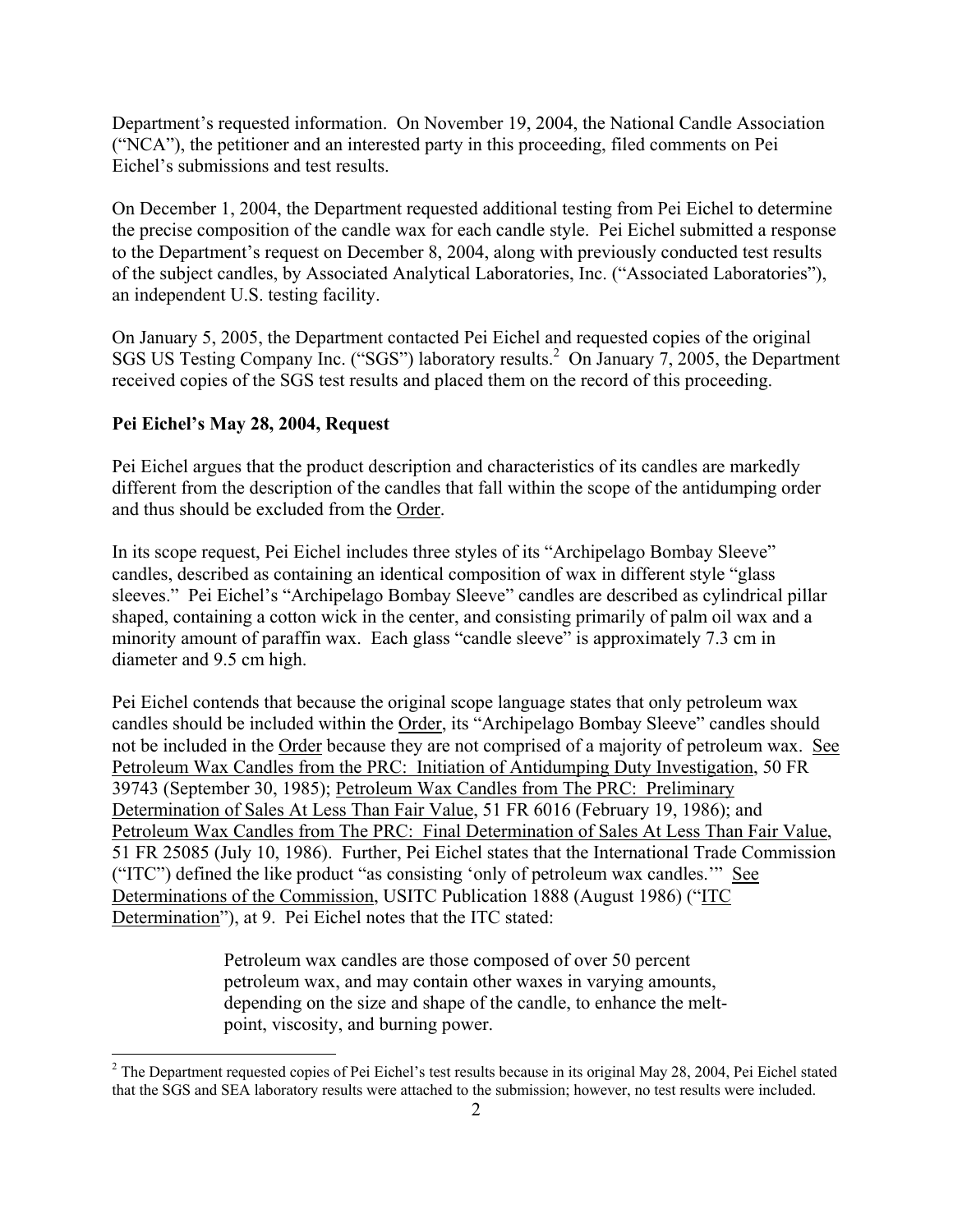Department's requested information. On November 19, 2004, the National Candle Association ("NCA"), the petitioner and an interested party in this proceeding, filed comments on Pei Eichel's submissions and test results.

On December 1, 2004, the Department requested additional testing from Pei Eichel to determine the precise composition of the candle wax for each candle style. Pei Eichel submitted a response to the Department's request on December 8, 2004, along with previously conducted test results of the subject candles, by Associated Analytical Laboratories, Inc. ("Associated Laboratories"), an independent U.S. testing facility.

On January 5, 2005, the Department contacted Pei Eichel and requested copies of the original SGS US Testing Company Inc. ("SGS") laboratory results.[2] On January 7, 2005, the Department received copies of the SGS test results and placed them on the record of this proceeding.

**Pei Eichel's May 28, 2004, Request**

Pei Eichel argues that the product description and characteristics of its candles are markedly different from the description of the candles that fall within the scope of the antidumping order and thus should be excluded from the Order.

In its scope request, Pei Eichel includes three styles of its "Archipelago Bombay Sleeve" candles, described as containing an identical composition of wax in different style "glass sleeves." Pei Eichel's "Archipelago Bombay Sleeve" candles are described as cylindrical pillar shaped, containing a cotton wick in the center, and consisting primarily of palm oil wax and a minority amount of paraffin wax. Each glass "candle sleeve" is approximately 7.3 cm in diameter and 9.5 cm high.

Pei Eichel contends that because the original scope language states that only petroleum wax candles should be included within the Order, its "Archipelago Bombay Sleeve" candles should not be included in the Order because they are not comprised of a majority of petroleum wax. See Petroleum Wax Candles from the PRC: Initiation of Antidumping Duty Investigation, 50 FR 39743 (September 30, 1985); Petroleum Wax Candles from The PRC: Preliminary Determination of Sales At Less Than Fair Value, 51 FR 6016 (February 19, 1986); and Petroleum Wax Candles from The PRC: Final Determination of Sales At Less Than Fair Value, 51 FR 25085 (July 10, 1986). Further, Pei Eichel states that the International Trade Commission ("ITC") defined the like product "as consisting 'only of petroleum wax candles.'" See Determinations of the Commission, USITC Publication 1888 (August 1986) ("ITC Determination"), at 9. Pei Eichel notes that the ITC stated:

> Petroleum wax candles are those composed of over 50 percent petroleum wax, and may contain other waxes in varying amounts, depending on the size and shape of the candle, to enhance the melt-point, viscosity, and burning power.

[2] The Department requested copies of Pei Eichel's test results because in its original May 28, 2004, Pei Eichel stated that the SGS and SEA laboratory results were attached to the submission; however, no test results were included.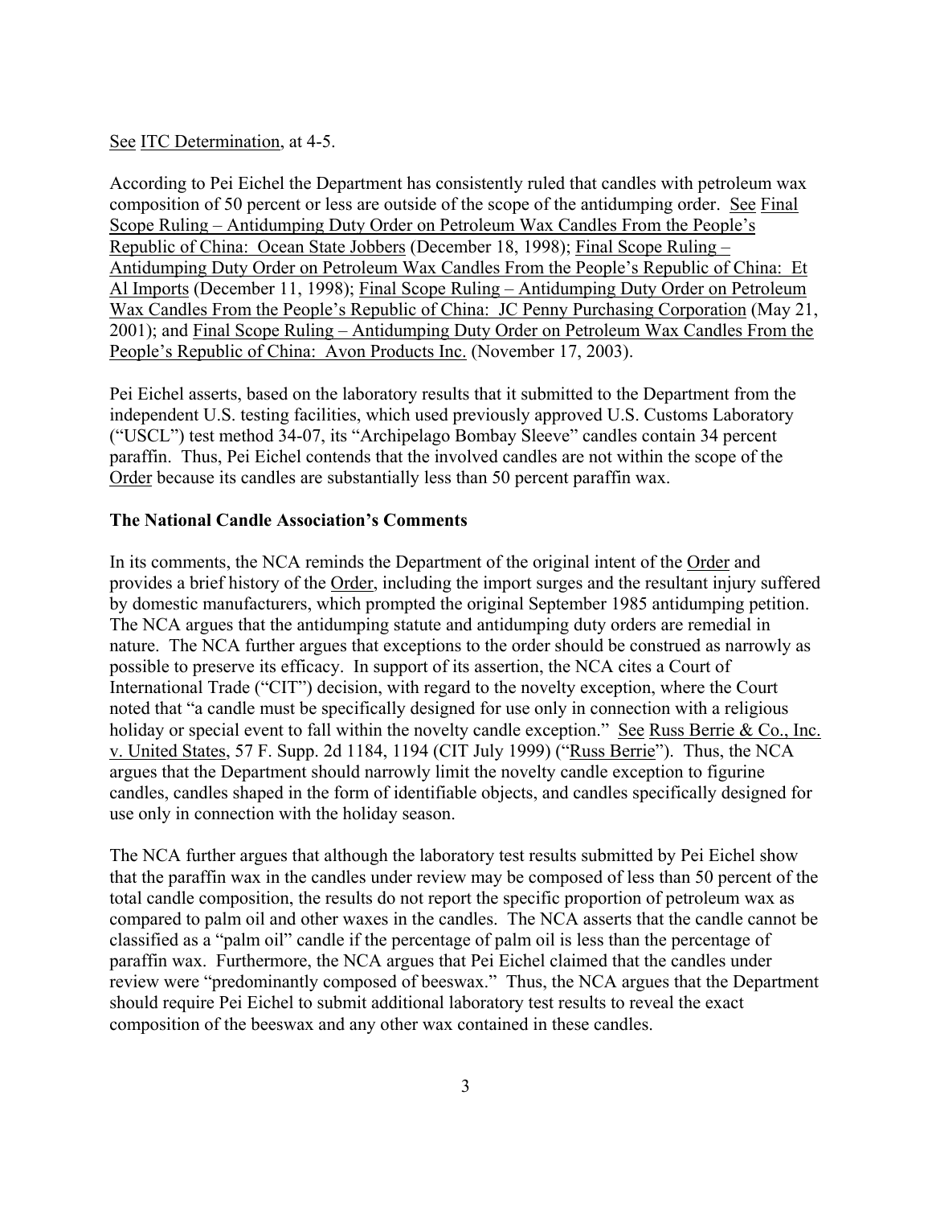See ITC Determination, at 4-5.

According to Pei Eichel the Department has consistently ruled that candles with petroleum wax composition of 50 percent or less are outside of the scope of the antidumping order. See Final Scope Ruling – Antidumping Duty Order on Petroleum Wax Candles From the People's Republic of China: Ocean State Jobbers (December 18, 1998); Final Scope Ruling – Antidumping Duty Order on Petroleum Wax Candles From the People's Republic of China: Et Al Imports (December 11, 1998); Final Scope Ruling – Antidumping Duty Order on Petroleum Wax Candles From the People's Republic of China: JC Penny Purchasing Corporation (May 21, 2001); and Final Scope Ruling – Antidumping Duty Order on Petroleum Wax Candles From the People's Republic of China: Avon Products Inc. (November 17, 2003).

Pei Eichel asserts, based on the laboratory results that it submitted to the Department from the independent U.S. testing facilities, which used previously approved U.S. Customs Laboratory ("USCL") test method 34-07, its "Archipelago Bombay Sleeve" candles contain 34 percent paraffin. Thus, Pei Eichel contends that the involved candles are not within the scope of the Order because its candles are substantially less than 50 percent paraffin wax.

**The National Candle Association's Comments**

In its comments, the NCA reminds the Department of the original intent of the Order and provides a brief history of the Order, including the import surges and the resultant injury suffered by domestic manufacturers, which prompted the original September 1985 antidumping petition. The NCA argues that the antidumping statute and antidumping duty orders are remedial in nature. The NCA further argues that exceptions to the order should be construed as narrowly as possible to preserve its efficacy. In support of its assertion, the NCA cites a Court of International Trade ("CIT") decision, with regard to the novelty exception, where the Court noted that "a candle must be specifically designed for use only in connection with a religious holiday or special event to fall within the novelty candle exception." See Russ Berrie & Co., Inc. v. United States, 57 F. Supp. 2d 1184, 1194 (CIT July 1999) ("Russ Berrie"). Thus, the NCA argues that the Department should narrowly limit the novelty candle exception to figurine candles, candles shaped in the form of identifiable objects, and candles specifically designed for use only in connection with the holiday season.

The NCA further argues that although the laboratory test results submitted by Pei Eichel show that the paraffin wax in the candles under review may be composed of less than 50 percent of the total candle composition, the results do not report the specific proportion of petroleum wax as compared to palm oil and other waxes in the candles. The NCA asserts that the candle cannot be classified as a "palm oil" candle if the percentage of palm oil is less than the percentage of paraffin wax. Furthermore, the NCA argues that Pei Eichel claimed that the candles under review were "predominantly composed of beeswax." Thus, the NCA argues that the Department should require Pei Eichel to submit additional laboratory test results to reveal the exact composition of the beeswax and any other wax contained in these candles.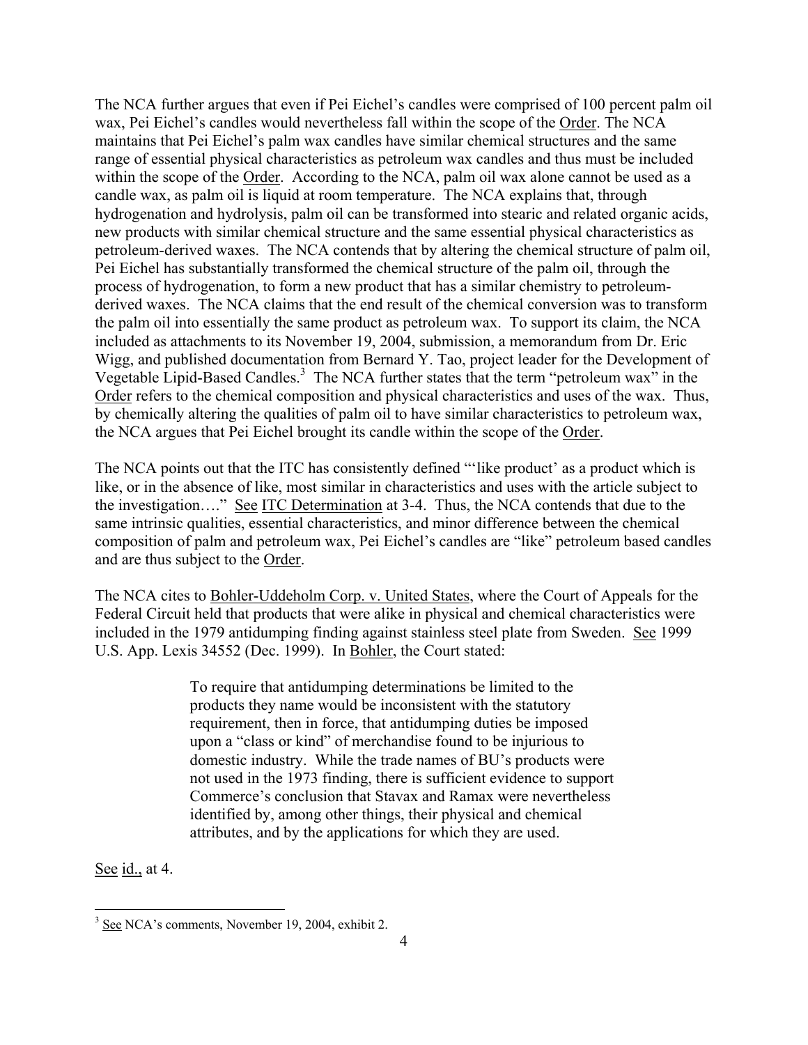The NCA further argues that even if Pei Eichel's candles were comprised of 100 percent palm oil wax, Pei Eichel's candles would nevertheless fall within the scope of the Order. The NCA maintains that Pei Eichel's palm wax candles have similar chemical structures and the same range of essential physical characteristics as petroleum wax candles and thus must be included within the scope of the Order. According to the NCA, palm oil wax alone cannot be used as a candle wax, as palm oil is liquid at room temperature. The NCA explains that, through hydrogenation and hydrolysis, palm oil can be transformed into stearic and related organic acids, new products with similar chemical structure and the same essential physical characteristics as petroleum-derived waxes. The NCA contends that by altering the chemical structure of palm oil, Pei Eichel has substantially transformed the chemical structure of the palm oil, through the process of hydrogenation, to form a new product that has a similar chemistry to petroleum-derived waxes. The NCA claims that the end result of the chemical conversion was to transform the palm oil into essentially the same product as petroleum wax. To support its claim, the NCA included as attachments to its November 19, 2004, submission, a memorandum from Dr. Eric Wigg, and published documentation from Bernard Y. Tao, project leader for the Development of Vegetable Lipid-Based Candles.[3] The NCA further states that the term "petroleum wax" in the Order refers to the chemical composition and physical characteristics and uses of the wax. Thus, by chemically altering the qualities of palm oil to have similar characteristics to petroleum wax, the NCA argues that Pei Eichel brought its candle within the scope of the Order.

The NCA points out that the ITC has consistently defined "'like product' as a product which is like, or in the absence of like, most similar in characteristics and uses with the article subject to the investigation…." See ITC Determination at 3-4. Thus, the NCA contends that due to the same intrinsic qualities, essential characteristics, and minor difference between the chemical composition of palm and petroleum wax, Pei Eichel's candles are "like" petroleum based candles and are thus subject to the Order.

The NCA cites to Bohler-Uddeholm Corp. v. United States, where the Court of Appeals for the Federal Circuit held that products that were alike in physical and chemical characteristics were included in the 1979 antidumping finding against stainless steel plate from Sweden. See 1999 U.S. App. Lexis 34552 (Dec. 1999). In Bohler, the Court stated:

> To require that antidumping determinations be limited to the products they name would be inconsistent with the statutory requirement, then in force, that antidumping duties be imposed upon a "class or kind" of merchandise found to be injurious to domestic industry. While the trade names of BU's products were not used in the 1973 finding, there is sufficient evidence to support Commerce's conclusion that Stavax and Ramax were nevertheless identified by, among other things, their physical and chemical attributes, and by the applications for which they are used.

See id., at 4.

---

[3] See NCA's comments, November 19, 2004, exhibit 2.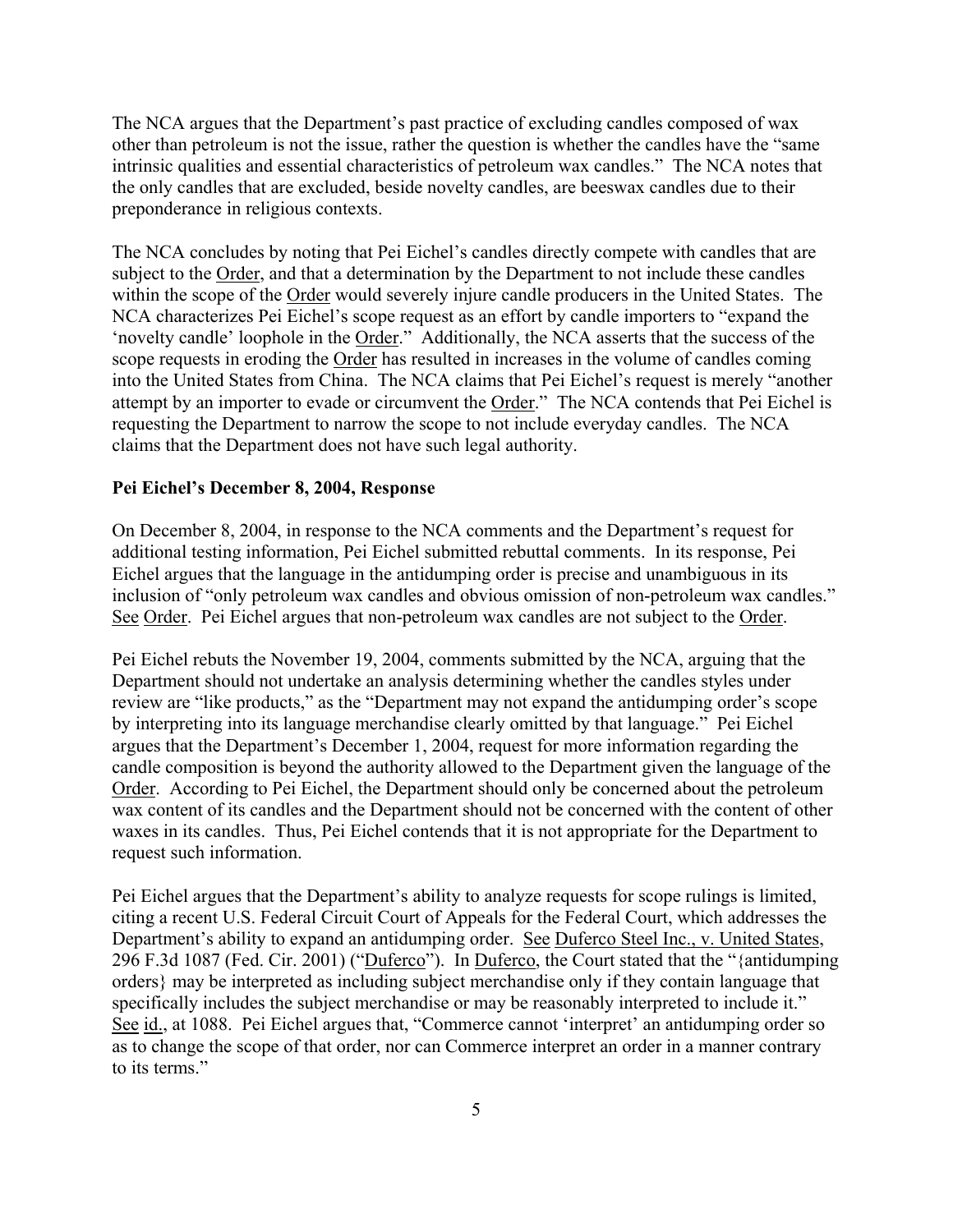The NCA argues that the Department's past practice of excluding candles composed of wax other than petroleum is not the issue, rather the question is whether the candles have the "same intrinsic qualities and essential characteristics of petroleum wax candles." The NCA notes that the only candles that are excluded, beside novelty candles, are beeswax candles due to their preponderance in religious contexts.

The NCA concludes by noting that Pei Eichel's candles directly compete with candles that are subject to the Order, and that a determination by the Department to not include these candles within the scope of the Order would severely injure candle producers in the United States. The NCA characterizes Pei Eichel's scope request as an effort by candle importers to "expand the 'novelty candle' loophole in the Order." Additionally, the NCA asserts that the success of the scope requests in eroding the Order has resulted in increases in the volume of candles coming into the United States from China. The NCA claims that Pei Eichel's request is merely "another attempt by an importer to evade or circumvent the Order." The NCA contends that Pei Eichel is requesting the Department to narrow the scope to not include everyday candles. The NCA claims that the Department does not have such legal authority.

**Pei Eichel's December 8, 2004, Response**

On December 8, 2004, in response to the NCA comments and the Department's request for additional testing information, Pei Eichel submitted rebuttal comments. In its response, Pei Eichel argues that the language in the antidumping order is precise and unambiguous in its inclusion of "only petroleum wax candles and obvious omission of non-petroleum wax candles." See Order. Pei Eichel argues that non-petroleum wax candles are not subject to the Order.

Pei Eichel rebuts the November 19, 2004, comments submitted by the NCA, arguing that the Department should not undertake an analysis determining whether the candles styles under review are "like products," as the "Department may not expand the antidumping order's scope by interpreting into its language merchandise clearly omitted by that language." Pei Eichel argues that the Department's December 1, 2004, request for more information regarding the candle composition is beyond the authority allowed to the Department given the language of the Order. According to Pei Eichel, the Department should only be concerned about the petroleum wax content of its candles and the Department should not be concerned with the content of other waxes in its candles. Thus, Pei Eichel contends that it is not appropriate for the Department to request such information.

Pei Eichel argues that the Department's ability to analyze requests for scope rulings is limited, citing a recent U.S. Federal Circuit Court of Appeals for the Federal Court, which addresses the Department's ability to expand an antidumping order. See Duferco Steel Inc., v. United States, 296 F.3d 1087 (Fed. Cir. 2001) ("Duferco"). In Duferco, the Court stated that the "{antidumping orders} may be interpreted as including subject merchandise only if they contain language that specifically includes the subject merchandise or may be reasonably interpreted to include it." See id., at 1088. Pei Eichel argues that, "Commerce cannot 'interpret' an antidumping order so as to change the scope of that order, nor can Commerce interpret an order in a manner contrary to its terms."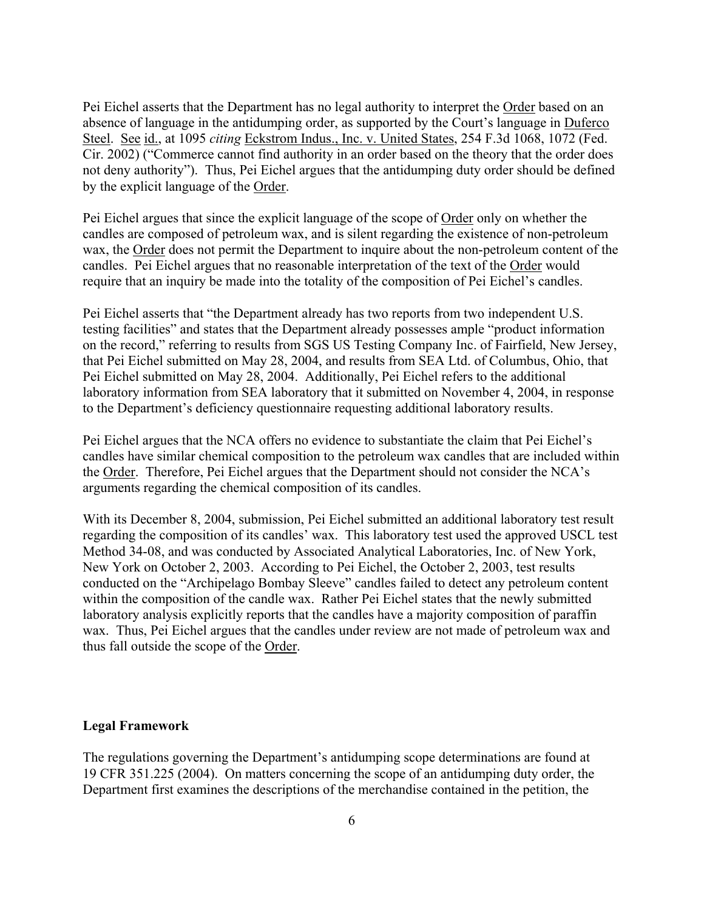Pei Eichel asserts that the Department has no legal authority to interpret the Order based on an absence of language in the antidumping order, as supported by the Court's language in Duferco Steel. See id., at 1095 *citing* Eckstrom Indus., Inc. v. United States, 254 F.3d 1068, 1072 (Fed. Cir. 2002) ("Commerce cannot find authority in an order based on the theory that the order does not deny authority"). Thus, Pei Eichel argues that the antidumping duty order should be defined by the explicit language of the Order.

Pei Eichel argues that since the explicit language of the scope of Order only on whether the candles are composed of petroleum wax, and is silent regarding the existence of non-petroleum wax, the Order does not permit the Department to inquire about the non-petroleum content of the candles. Pei Eichel argues that no reasonable interpretation of the text of the Order would require that an inquiry be made into the totality of the composition of Pei Eichel's candles.

Pei Eichel asserts that "the Department already has two reports from two independent U.S. testing facilities" and states that the Department already possesses ample "product information on the record," referring to results from SGS US Testing Company Inc. of Fairfield, New Jersey, that Pei Eichel submitted on May 28, 2004, and results from SEA Ltd. of Columbus, Ohio, that Pei Eichel submitted on May 28, 2004. Additionally, Pei Eichel refers to the additional laboratory information from SEA laboratory that it submitted on November 4, 2004, in response to the Department's deficiency questionnaire requesting additional laboratory results.

Pei Eichel argues that the NCA offers no evidence to substantiate the claim that Pei Eichel's candles have similar chemical composition to the petroleum wax candles that are included within the Order. Therefore, Pei Eichel argues that the Department should not consider the NCA's arguments regarding the chemical composition of its candles.

With its December 8, 2004, submission, Pei Eichel submitted an additional laboratory test result regarding the composition of its candles' wax. This laboratory test used the approved USCL test Method 34-08, and was conducted by Associated Analytical Laboratories, Inc. of New York, New York on October 2, 2003. According to Pei Eichel, the October 2, 2003, test results conducted on the "Archipelago Bombay Sleeve" candles failed to detect any petroleum content within the composition of the candle wax. Rather Pei Eichel states that the newly submitted laboratory analysis explicitly reports that the candles have a majority composition of paraffin wax. Thus, Pei Eichel argues that the candles under review are not made of petroleum wax and thus fall outside the scope of the Order.

**Legal Framework**

The regulations governing the Department's antidumping scope determinations are found at 19 CFR 351.225 (2004). On matters concerning the scope of an antidumping duty order, the Department first examines the descriptions of the merchandise contained in the petition, the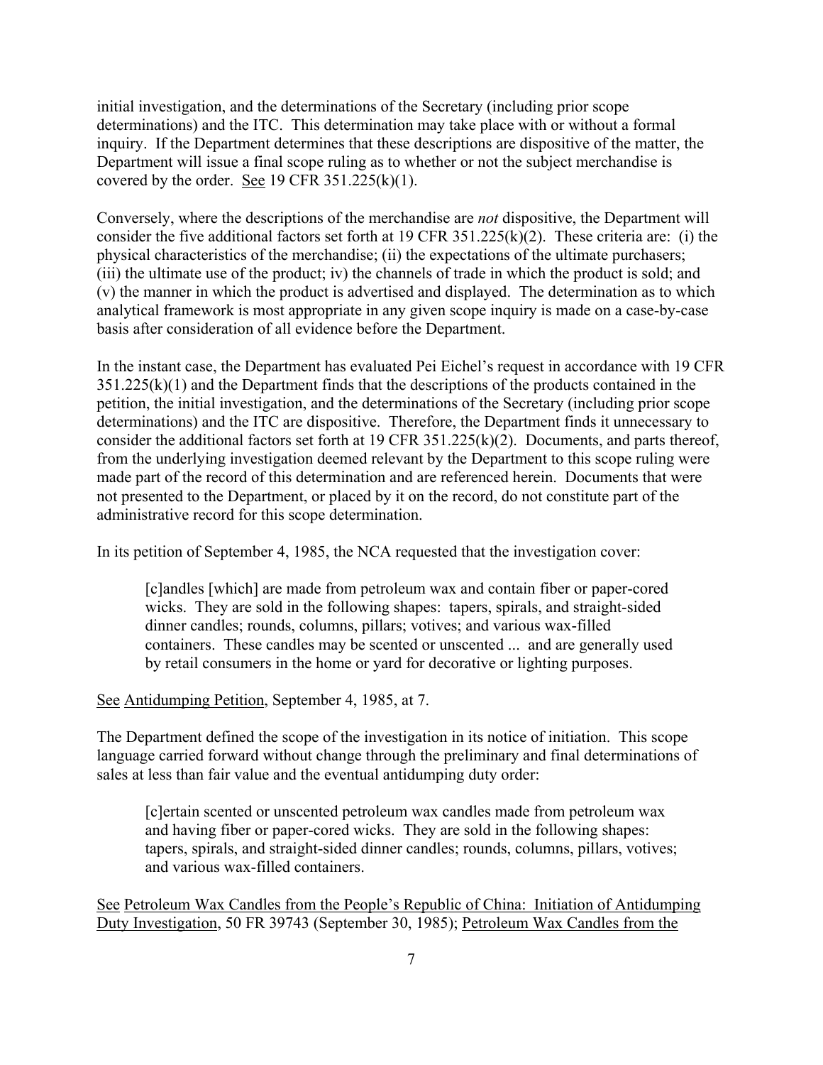initial investigation, and the determinations of the Secretary (including prior scope determinations) and the ITC. This determination may take place with or without a formal inquiry. If the Department determines that these descriptions are dispositive of the matter, the Department will issue a final scope ruling as to whether or not the subject merchandise is covered by the order. See 19 CFR 351.225(k)(1).

Conversely, where the descriptions of the merchandise are *not* dispositive, the Department will consider the five additional factors set forth at 19 CFR 351.225(k)(2). These criteria are: (i) the physical characteristics of the merchandise; (ii) the expectations of the ultimate purchasers; (iii) the ultimate use of the product; iv) the channels of trade in which the product is sold; and (v) the manner in which the product is advertised and displayed. The determination as to which analytical framework is most appropriate in any given scope inquiry is made on a case-by-case basis after consideration of all evidence before the Department.

In the instant case, the Department has evaluated Pei Eichel's request in accordance with 19 CFR 351.225(k)(1) and the Department finds that the descriptions of the products contained in the petition, the initial investigation, and the determinations of the Secretary (including prior scope determinations) and the ITC are dispositive. Therefore, the Department finds it unnecessary to consider the additional factors set forth at 19 CFR 351.225(k)(2). Documents, and parts thereof, from the underlying investigation deemed relevant by the Department to this scope ruling were made part of the record of this determination and are referenced herein. Documents that were not presented to the Department, or placed by it on the record, do not constitute part of the administrative record for this scope determination.

In its petition of September 4, 1985, the NCA requested that the investigation cover:

> [c]andles [which] are made from petroleum wax and contain fiber or paper-cored wicks. They are sold in the following shapes: tapers, spirals, and straight-sided dinner candles; rounds, columns, pillars; votives; and various wax-filled containers. These candles may be scented or unscented ... and are generally used by retail consumers in the home or yard for decorative or lighting purposes.

See Antidumping Petition, September 4, 1985, at 7.

The Department defined the scope of the investigation in its notice of initiation. This scope language carried forward without change through the preliminary and final determinations of sales at less than fair value and the eventual antidumping duty order:

> [c]ertain scented or unscented petroleum wax candles made from petroleum wax and having fiber or paper-cored wicks. They are sold in the following shapes: tapers, spirals, and straight-sided dinner candles; rounds, columns, pillars, votives; and various wax-filled containers.

See Petroleum Wax Candles from the People's Republic of China: Initiation of Antidumping Duty Investigation, 50 FR 39743 (September 30, 1985); Petroleum Wax Candles from the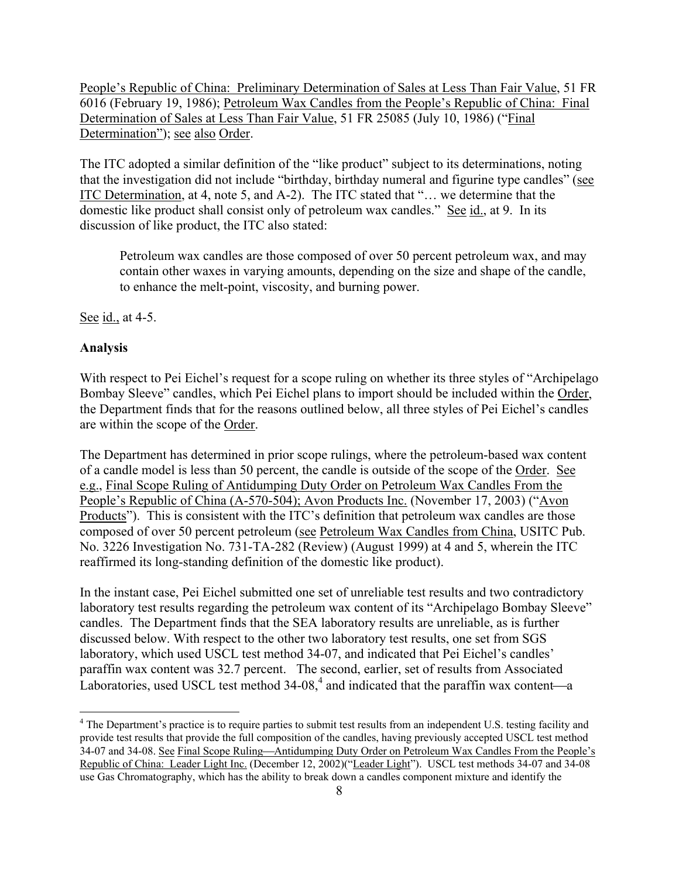People's Republic of China: Preliminary Determination of Sales at Less Than Fair Value, 51 FR 6016 (February 19, 1986); Petroleum Wax Candles from the People's Republic of China: Final Determination of Sales at Less Than Fair Value, 51 FR 25085 (July 10, 1986) ("Final Determination"); see also Order.

The ITC adopted a similar definition of the "like product" subject to its determinations, noting that the investigation did not include "birthday, birthday numeral and figurine type candles" (see ITC Determination, at 4, note 5, and A-2). The ITC stated that "… we determine that the domestic like product shall consist only of petroleum wax candles." See id., at 9. In its discussion of like product, the ITC also stated:

> Petroleum wax candles are those composed of over 50 percent petroleum wax, and may contain other waxes in varying amounts, depending on the size and shape of the candle, to enhance the melt-point, viscosity, and burning power.

See id., at 4-5.

**Analysis**

With respect to Pei Eichel's request for a scope ruling on whether its three styles of "Archipelago Bombay Sleeve" candles, which Pei Eichel plans to import should be included within the Order, the Department finds that for the reasons outlined below, all three styles of Pei Eichel's candles are within the scope of the Order.

The Department has determined in prior scope rulings, where the petroleum-based wax content of a candle model is less than 50 percent, the candle is outside of the scope of the Order. See e.g., Final Scope Ruling of Antidumping Duty Order on Petroleum Wax Candles From the People's Republic of China (A-570-504); Avon Products Inc. (November 17, 2003) ("Avon Products"). This is consistent with the ITC's definition that petroleum wax candles are those composed of over 50 percent petroleum (see Petroleum Wax Candles from China, USITC Pub. No. 3226 Investigation No. 731-TA-282 (Review) (August 1999) at 4 and 5, wherein the ITC reaffirmed its long-standing definition of the domestic like product).

In the instant case, Pei Eichel submitted one set of unreliable test results and two contradictory laboratory test results regarding the petroleum wax content of its "Archipelago Bombay Sleeve" candles. The Department finds that the SEA laboratory results are unreliable, as is further discussed below. With respect to the other two laboratory test results, one set from SGS laboratory, which used USCL test method 34-07, and indicated that Pei Eichel's candles' paraffin wax content was 32.7 percent. The second, earlier, set of results from Associated Laboratories, used USCL test method 34-08,[4] and indicated that the paraffin wax content—a

[4] The Department's practice is to require parties to submit test results from an independent U.S. testing facility and provide test results that provide the full composition of the candles, having previously accepted USCL test method 34-07 and 34-08. See Final Scope Ruling—Antidumping Duty Order on Petroleum Wax Candles From the People's Republic of China: Leader Light Inc. (December 12, 2002)("Leader Light"). USCL test methods 34-07 and 34-08 use Gas Chromatography, which has the ability to break down a candles component mixture and identify the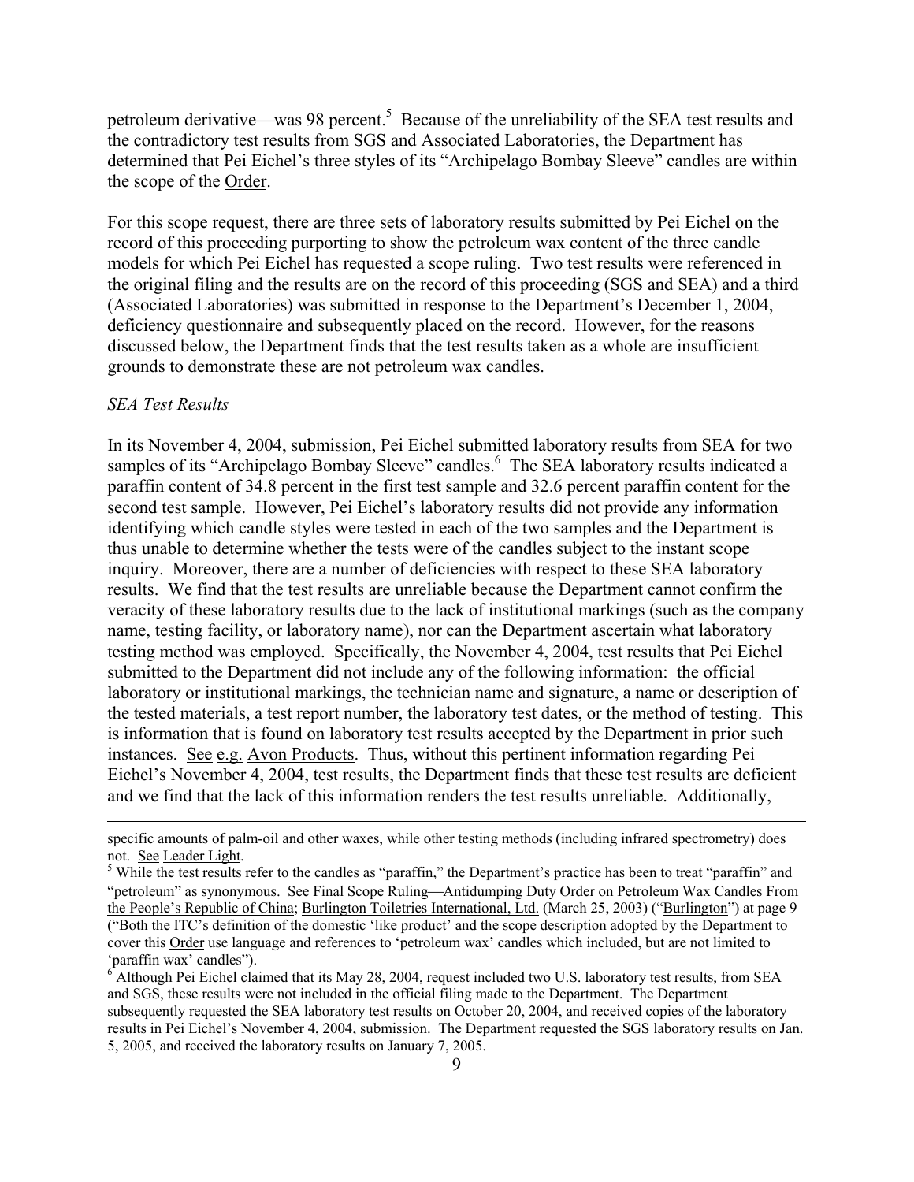petroleum derivative—was 98 percent.[5] Because of the unreliability of the SEA test results and the contradictory test results from SGS and Associated Laboratories, the Department has determined that Pei Eichel's three styles of its "Archipelago Bombay Sleeve" candles are within the scope of the Order.

For this scope request, there are three sets of laboratory results submitted by Pei Eichel on the record of this proceeding purporting to show the petroleum wax content of the three candle models for which Pei Eichel has requested a scope ruling. Two test results were referenced in the original filing and the results are on the record of this proceeding (SGS and SEA) and a third (Associated Laboratories) was submitted in response to the Department's December 1, 2004, deficiency questionnaire and subsequently placed on the record. However, for the reasons discussed below, the Department finds that the test results taken as a whole are insufficient grounds to demonstrate these are not petroleum wax candles.

*SEA Test Results*

In its November 4, 2004, submission, Pei Eichel submitted laboratory results from SEA for two samples of its "Archipelago Bombay Sleeve" candles.[6] The SEA laboratory results indicated a paraffin content of 34.8 percent in the first test sample and 32.6 percent paraffin content for the second test sample. However, Pei Eichel's laboratory results did not provide any information identifying which candle styles were tested in each of the two samples and the Department is thus unable to determine whether the tests were of the candles subject to the instant scope inquiry. Moreover, there are a number of deficiencies with respect to these SEA laboratory results. We find that the test results are unreliable because the Department cannot confirm the veracity of these laboratory results due to the lack of institutional markings (such as the company name, testing facility, or laboratory name), nor can the Department ascertain what laboratory testing method was employed. Specifically, the November 4, 2004, test results that Pei Eichel submitted to the Department did not include any of the following information: the official laboratory or institutional markings, the technician name and signature, a name or description of the tested materials, a test report number, the laboratory test dates, or the method of testing. This is information that is found on laboratory test results accepted by the Department in prior such instances. See e.g. Avon Products. Thus, without this pertinent information regarding Pei Eichel's November 4, 2004, test results, the Department finds that these test results are deficient and we find that the lack of this information renders the test results unreliable. Additionally,

---

specific amounts of palm-oil and other waxes, while other testing methods (including infrared spectrometry) does not. See Leader Light.

[5] While the test results refer to the candles as "paraffin," the Department's practice has been to treat "paraffin" and "petroleum" as synonymous. See Final Scope Ruling—Antidumping Duty Order on Petroleum Wax Candles From the People's Republic of China; Burlington Toiletries International, Ltd. (March 25, 2003) ("Burlington") at page 9 ("Both the ITC's definition of the domestic 'like product' and the scope description adopted by the Department to cover this Order use language and references to 'petroleum wax' candles which included, but are not limited to 'paraffin wax' candles").

[6] Although Pei Eichel claimed that its May 28, 2004, request included two U.S. laboratory test results, from SEA and SGS, these results were not included in the official filing made to the Department. The Department subsequently requested the SEA laboratory test results on October 20, 2004, and received copies of the laboratory results in Pei Eichel's November 4, 2004, submission. The Department requested the SGS laboratory results on Jan. 5, 2005, and received the laboratory results on January 7, 2005.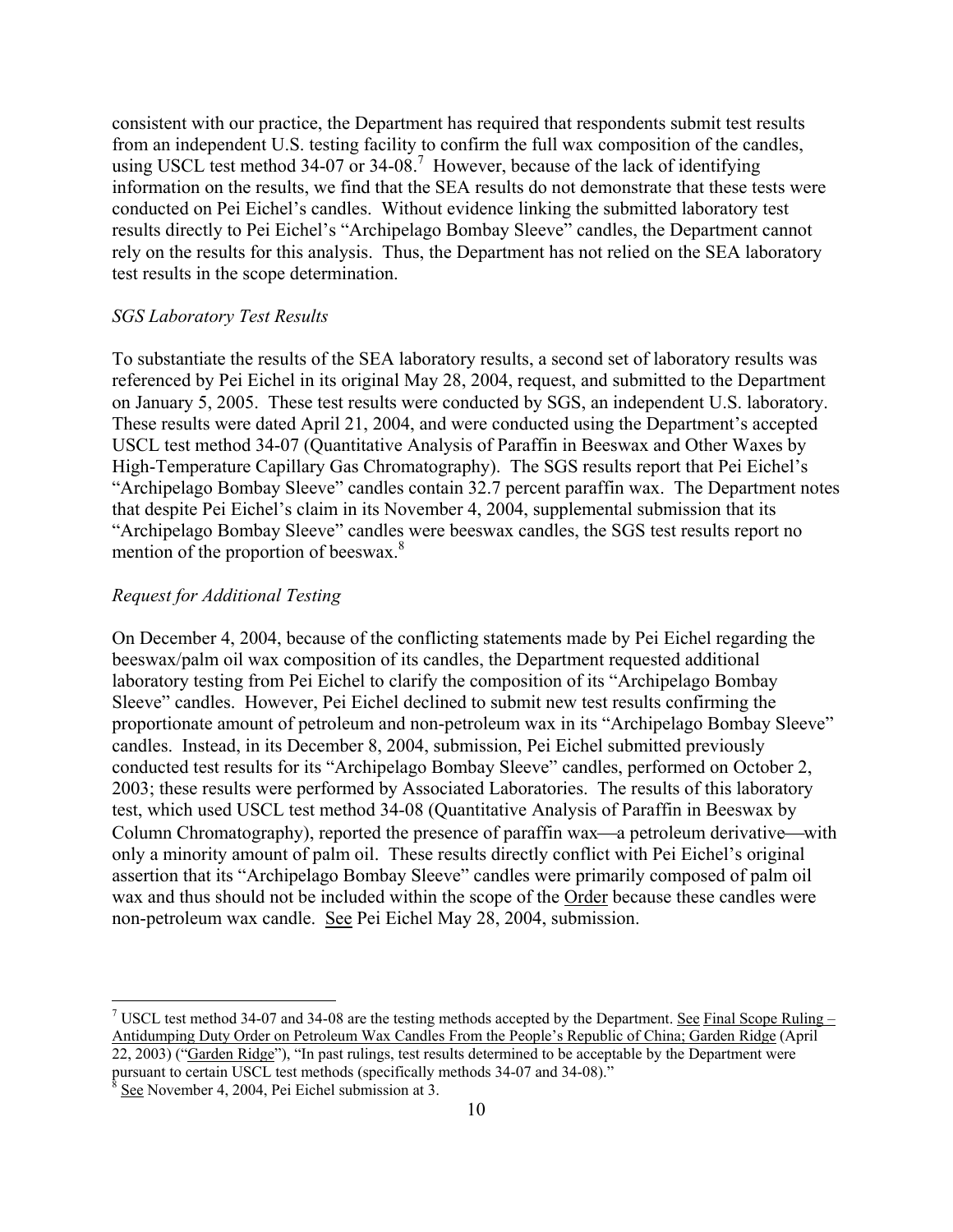consistent with our practice, the Department has required that respondents submit test results from an independent U.S. testing facility to confirm the full wax composition of the candles, using USCL test method 34-07 or 34-08.[7] However, because of the lack of identifying information on the results, we find that the SEA results do not demonstrate that these tests were conducted on Pei Eichel's candles. Without evidence linking the submitted laboratory test results directly to Pei Eichel's "Archipelago Bombay Sleeve" candles, the Department cannot rely on the results for this analysis. Thus, the Department has not relied on the SEA laboratory test results in the scope determination.

*SGS Laboratory Test Results*

To substantiate the results of the SEA laboratory results, a second set of laboratory results was referenced by Pei Eichel in its original May 28, 2004, request, and submitted to the Department on January 5, 2005. These test results were conducted by SGS, an independent U.S. laboratory. These results were dated April 21, 2004, and were conducted using the Department's accepted USCL test method 34-07 (Quantitative Analysis of Paraffin in Beeswax and Other Waxes by High-Temperature Capillary Gas Chromatography). The SGS results report that Pei Eichel's "Archipelago Bombay Sleeve" candles contain 32.7 percent paraffin wax. The Department notes that despite Pei Eichel's claim in its November 4, 2004, supplemental submission that its "Archipelago Bombay Sleeve" candles were beeswax candles, the SGS test results report no mention of the proportion of beeswax.[8]

*Request for Additional Testing*

On December 4, 2004, because of the conflicting statements made by Pei Eichel regarding the beeswax/palm oil wax composition of its candles, the Department requested additional laboratory testing from Pei Eichel to clarify the composition of its "Archipelago Bombay Sleeve" candles. However, Pei Eichel declined to submit new test results confirming the proportionate amount of petroleum and non-petroleum wax in its "Archipelago Bombay Sleeve" candles. Instead, in its December 8, 2004, submission, Pei Eichel submitted previously conducted test results for its "Archipelago Bombay Sleeve" candles, performed on October 2, 2003; these results were performed by Associated Laboratories. The results of this laboratory test, which used USCL test method 34-08 (Quantitative Analysis of Paraffin in Beeswax by Column Chromatography), reported the presence of paraffin wax—a petroleum derivative—with only a minority amount of palm oil. These results directly conflict with Pei Eichel's original assertion that its "Archipelago Bombay Sleeve" candles were primarily composed of palm oil wax and thus should not be included within the scope of the Order because these candles were non-petroleum wax candle. See Pei Eichel May 28, 2004, submission.

---

[7] USCL test method 34-07 and 34-08 are the testing methods accepted by the Department. See Final Scope Ruling – Antidumping Duty Order on Petroleum Wax Candles From the People's Republic of China; Garden Ridge (April 22, 2003) ("Garden Ridge"), "In past rulings, test results determined to be acceptable by the Department were pursuant to certain USCL test methods (specifically methods 34-07 and 34-08)."

[8] See November 4, 2004, Pei Eichel submission at 3.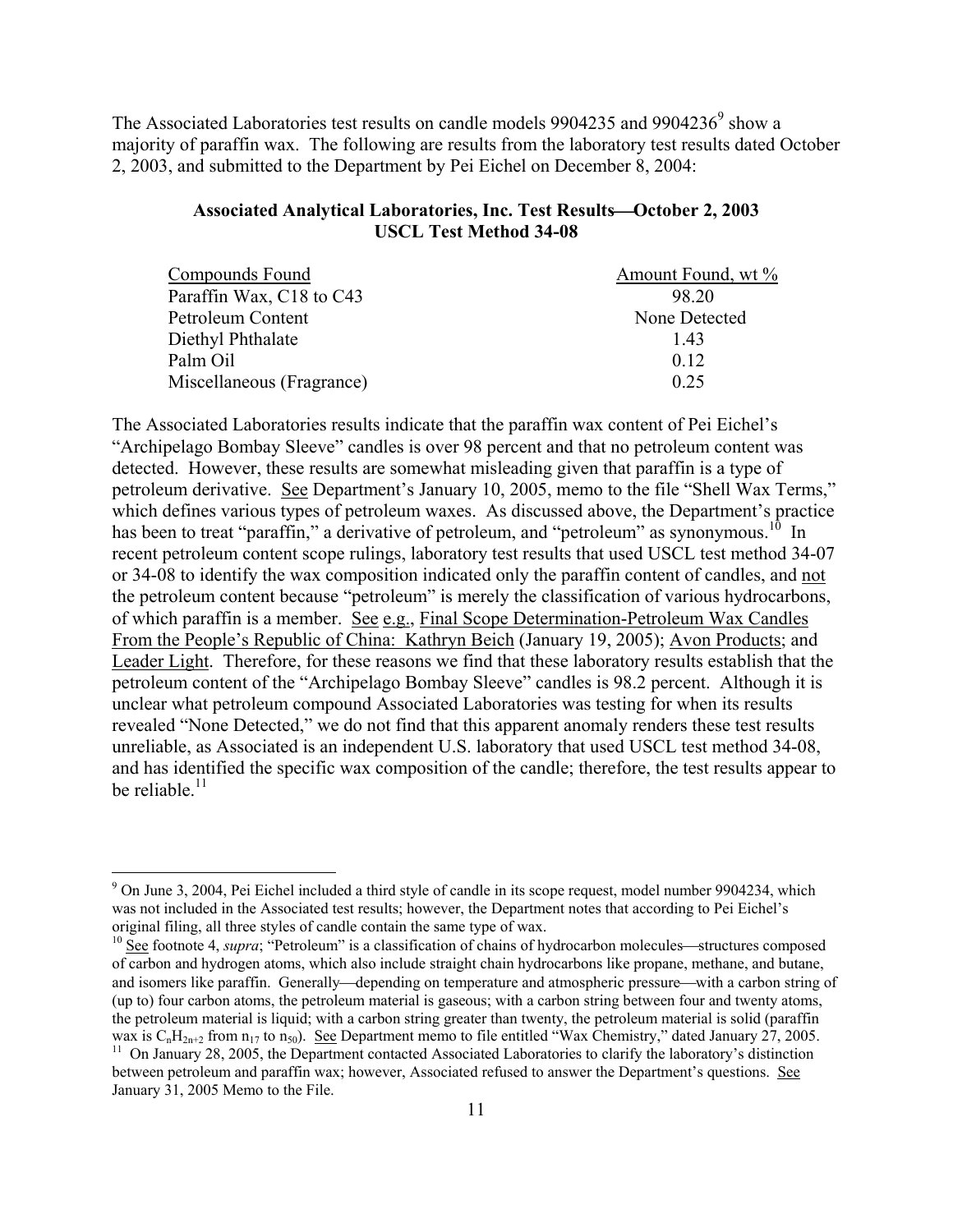The Associated Laboratories test results on candle models 9904235 and 9904236[9] show a majority of paraffin wax. The following are results from the laboratory test results dated October 2, 2003, and submitted to the Department by Pei Eichel on December 8, 2004:

**Associated Analytical Laboratories, Inc. Test Results—October 2, 2003**
**USCL Test Method 34-08**

| Compounds Found | Amount Found, wt % |
|---|---|
| Paraffin Wax, C18 to C43 | 98.20 |
| Petroleum Content | None Detected |
| Diethyl Phthalate | 1.43 |
| Palm Oil | 0.12 |
| Miscellaneous (Fragrance) | 0.25 |

The Associated Laboratories results indicate that the paraffin wax content of Pei Eichel's "Archipelago Bombay Sleeve" candles is over 98 percent and that no petroleum content was detected. However, these results are somewhat misleading given that paraffin is a type of petroleum derivative. See Department's January 10, 2005, memo to the file "Shell Wax Terms," which defines various types of petroleum waxes. As discussed above, the Department's practice has been to treat "paraffin," a derivative of petroleum, and "petroleum" as synonymous.[10] In recent petroleum content scope rulings, laboratory test results that used USCL test method 34-07 or 34-08 to identify the wax composition indicated only the paraffin content of candles, and not the petroleum content because "petroleum" is merely the classification of various hydrocarbons, of which paraffin is a member. See e.g., Final Scope Determination-Petroleum Wax Candles From the People's Republic of China: Kathryn Beich (January 19, 2005); Avon Products; and Leader Light. Therefore, for these reasons we find that these laboratory results establish that the petroleum content of the "Archipelago Bombay Sleeve" candles is 98.2 percent. Although it is unclear what petroleum compound Associated Laboratories was testing for when its results revealed "None Detected," we do not find that this apparent anomaly renders these test results unreliable, as Associated is an independent U.S. laboratory that used USCL test method 34-08, and has identified the specific wax composition of the candle; therefore, the test results appear to be reliable.[11]

---

[9] On June 3, 2004, Pei Eichel included a third style of candle in its scope request, model number 9904234, which was not included in the Associated test results; however, the Department notes that according to Pei Eichel's original filing, all three styles of candle contain the same type of wax.

[10] See footnote 4, *supra*; "Petroleum" is a classification of chains of hydrocarbon molecules—structures composed of carbon and hydrogen atoms, which also include straight chain hydrocarbons like propane, methane, and butane, and isomers like paraffin. Generally—depending on temperature and atmospheric pressure—with a carbon string of (up to) four carbon atoms, the petroleum material is gaseous; with a carbon string between four and twenty atoms, the petroleum material is liquid; with a carbon string greater than twenty, the petroleum material is solid (paraffin wax is $C_nH_{2n+2}$ from $n_{17}$ to $n_{50}$). See Department memo to file entitled "Wax Chemistry," dated January 27, 2005.

[11] On January 28, 2005, the Department contacted Associated Laboratories to clarify the laboratory's distinction between petroleum and paraffin wax; however, Associated refused to answer the Department's questions. See January 31, 2005 Memo to the File.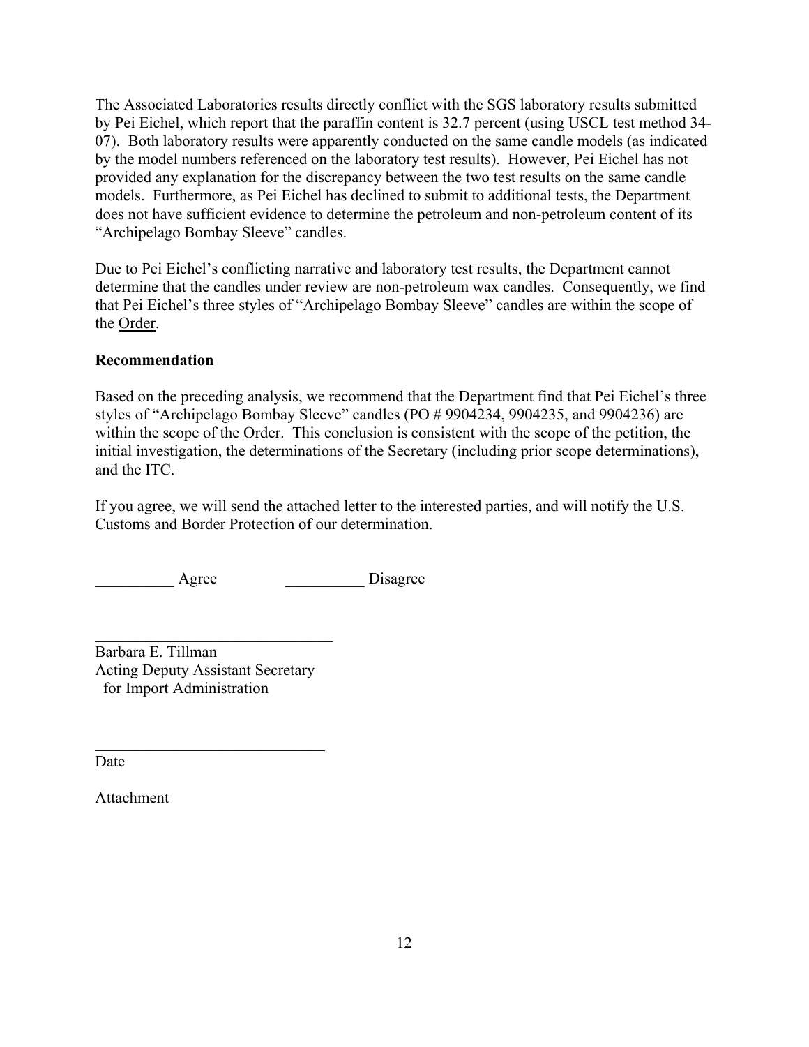The Associated Laboratories results directly conflict with the SGS laboratory results submitted by Pei Eichel, which report that the paraffin content is 32.7 percent (using USCL test method 34-07). Both laboratory results were apparently conducted on the same candle models (as indicated by the model numbers referenced on the laboratory test results). However, Pei Eichel has not provided any explanation for the discrepancy between the two test results on the same candle models. Furthermore, as Pei Eichel has declined to submit to additional tests, the Department does not have sufficient evidence to determine the petroleum and non-petroleum content of its "Archipelago Bombay Sleeve" candles.

Due to Pei Eichel's conflicting narrative and laboratory test results, the Department cannot determine that the candles under review are non-petroleum wax candles. Consequently, we find that Pei Eichel's three styles of "Archipelago Bombay Sleeve" candles are within the scope of the Order.

**Recommendation**

Based on the preceding analysis, we recommend that the Department find that Pei Eichel's three styles of "Archipelago Bombay Sleeve" candles (PO # 9904234, 9904235, and 9904236) are within the scope of the Order. This conclusion is consistent with the scope of the petition, the initial investigation, the determinations of the Secretary (including prior scope determinations), and the ITC.

If you agree, we will send the attached letter to the interested parties, and will notify the U.S. Customs and Border Protection of our determination.

__________ Agree __________ Disagree

______________________________
Barbara E. Tillman
Acting Deputy Assistant Secretary
for Import Administration

______________________________
Date

Attachment